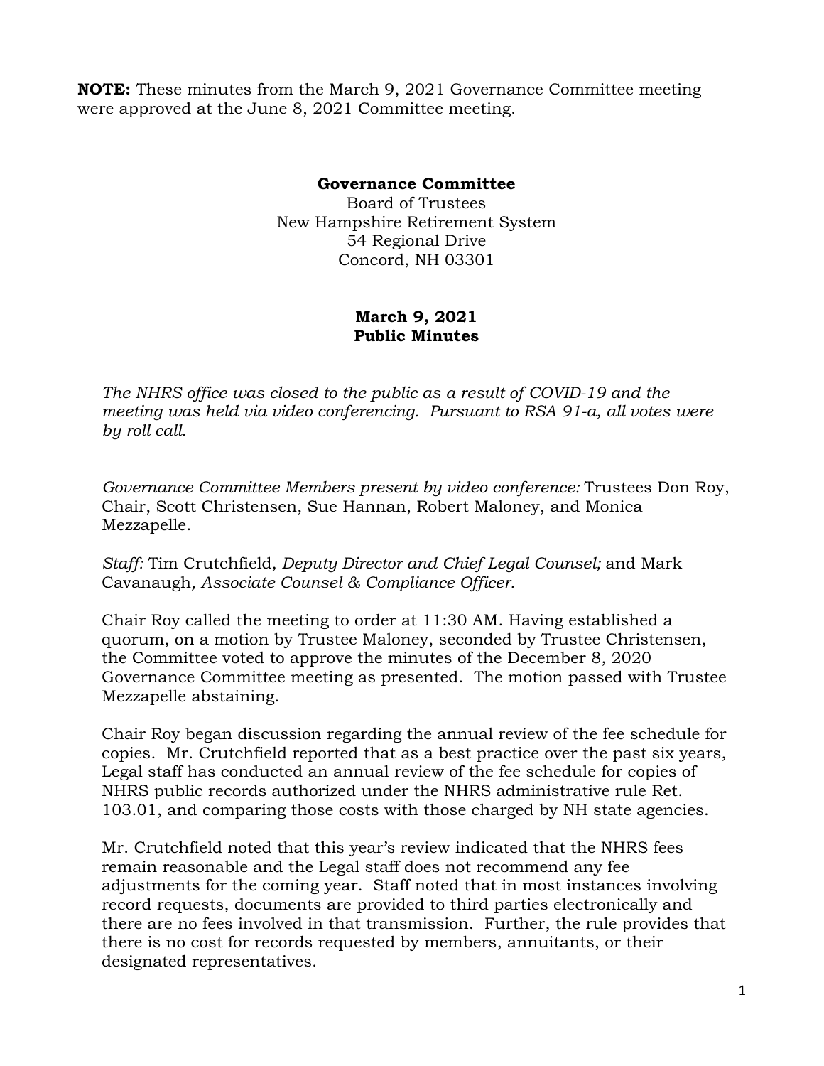**NOTE:** These minutes from the March 9, 2021 Governance Committee meeting were approved at the June 8, 2021 Committee meeting.

**Governance Committee**
Board of Trustees
New Hampshire Retirement System
54 Regional Drive
Concord, NH 03301

**March 9, 2021**
**Public Minutes**

*The NHRS office was closed to the public as a result of COVID-19 and the meeting was held via video conferencing. Pursuant to RSA 91-a, all votes were by roll call.*

*Governance Committee Members present by video conference:* Trustees Don Roy, Chair, Scott Christensen, Sue Hannan, Robert Maloney, and Monica Mezzapelle.

*Staff:* Tim Crutchfield*, Deputy Director and Chief Legal Counsel;* and Mark Cavanaugh*, Associate Counsel & Compliance Officer.*

Chair Roy called the meeting to order at 11:30 AM. Having established a quorum, on a motion by Trustee Maloney, seconded by Trustee Christensen, the Committee voted to approve the minutes of the December 8, 2020 Governance Committee meeting as presented. The motion passed with Trustee Mezzapelle abstaining.

Chair Roy began discussion regarding the annual review of the fee schedule for copies. Mr. Crutchfield reported that as a best practice over the past six years, Legal staff has conducted an annual review of the fee schedule for copies of NHRS public records authorized under the NHRS administrative rule Ret. 103.01, and comparing those costs with those charged by NH state agencies.

Mr. Crutchfield noted that this year's review indicated that the NHRS fees remain reasonable and the Legal staff does not recommend any fee adjustments for the coming year. Staff noted that in most instances involving record requests, documents are provided to third parties electronically and there are no fees involved in that transmission. Further, the rule provides that there is no cost for records requested by members, annuitants, or their designated representatives.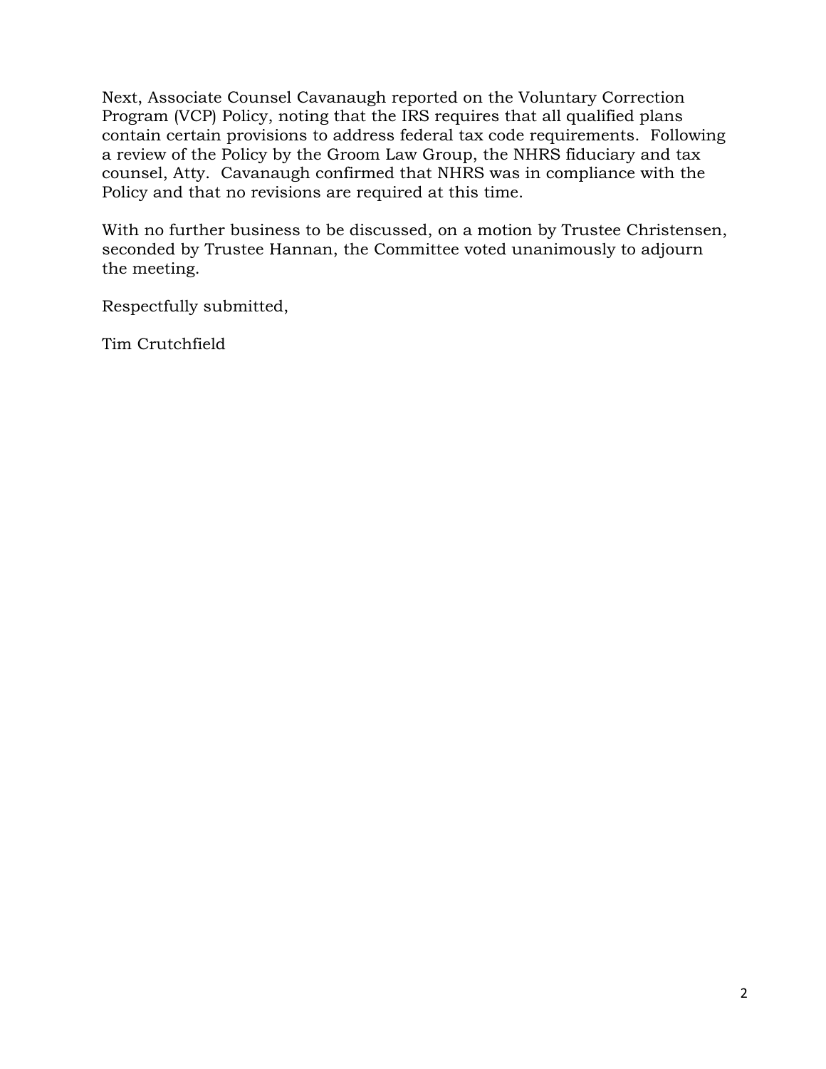Next, Associate Counsel Cavanaugh reported on the Voluntary Correction Program (VCP) Policy, noting that the IRS requires that all qualified plans contain certain provisions to address federal tax code requirements. Following a review of the Policy by the Groom Law Group, the NHRS fiduciary and tax counsel, Atty. Cavanaugh confirmed that NHRS was in compliance with the Policy and that no revisions are required at this time.

With no further business to be discussed, on a motion by Trustee Christensen, seconded by Trustee Hannan, the Committee voted unanimously to adjourn the meeting.

Respectfully submitted,

Tim Crutchfield